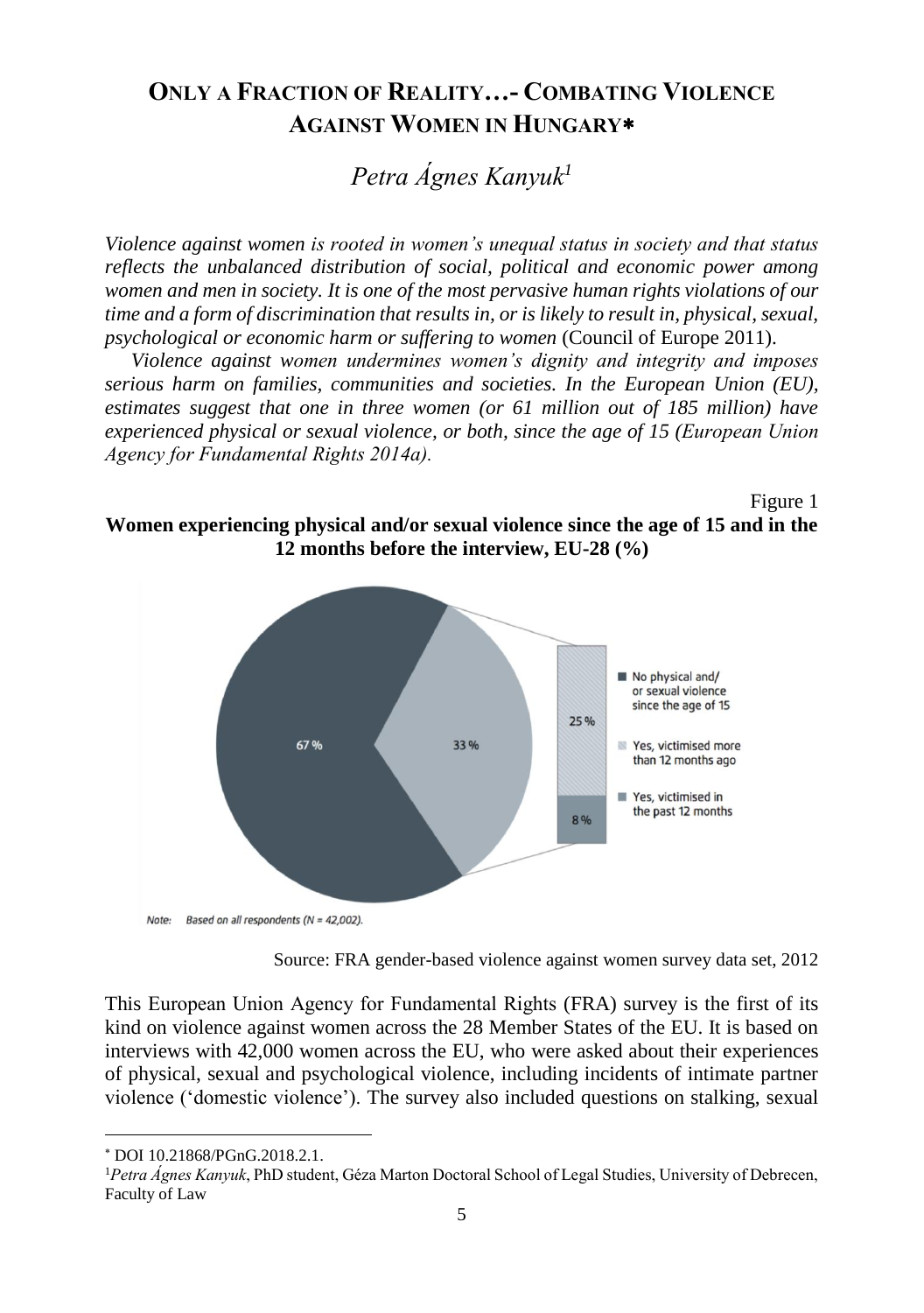# Only a Fraction of Reality…- Combating Violence Against Women in Hungary*

*Petra Ágnes Kanyuk*[1]

*Violence against women is rooted in women's unequal status in society and that status reflects the unbalanced distribution of social, political and economic power among women and men in society. It is one of the most pervasive human rights violations of our time and a form of discrimination that results in, or is likely to result in, physical, sexual, psychological or economic harm or suffering to women* (Council of Europe 2011).

*Violence against women undermines women's dignity and integrity and imposes serious harm on families, communities and societies. In the European Union (EU), estimates suggest that one in three women (or 61 million out of 185 million) have experienced physical or sexual violence, or both, since the age of 15 (European Union Agency for Fundamental Rights 2014a).*

Figure 1

**Women experiencing physical and/or sexual violence since the age of 15 and in the 12 months before the interview, EU-28 (%)**

Note: Based on all respondents (N = 42,002).

Source: FRA gender-based violence against women survey data set, 2012

This European Union Agency for Fundamental Rights (FRA) survey is the first of its kind on violence against women across the 28 Member States of the EU. It is based on interviews with 42,000 women across the EU, who were asked about their experiences of physical, sexual and psychological violence, including incidents of intimate partner violence ('domestic violence'). The survey also included questions on stalking, sexual

---

* DOI 10.21868/PGnG.2018.2.1.

[1] *Petra Ágnes Kanyuk*, PhD student, Géza Marton Doctoral School of Legal Studies, University of Debrecen, Faculty of Law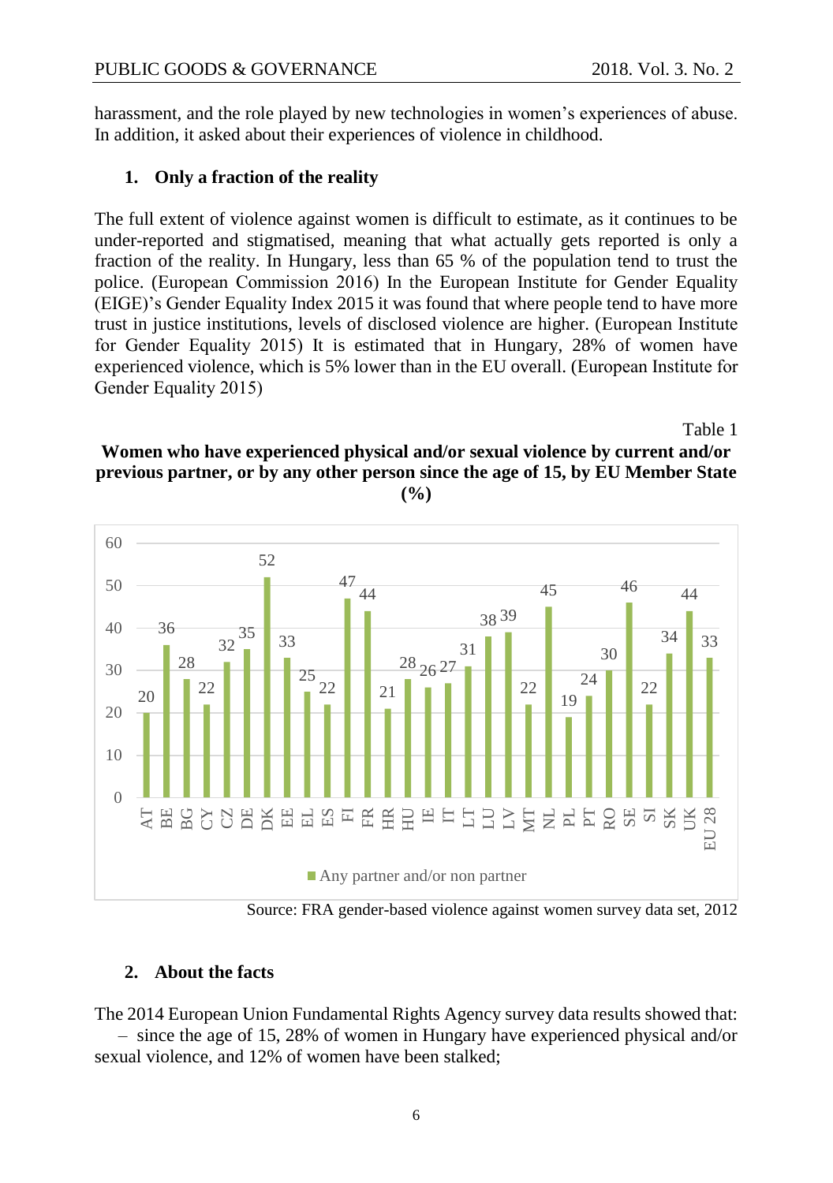harassment, and the role played by new technologies in women's experiences of abuse. In addition, it asked about their experiences of violence in childhood.

## 1. Only a fraction of the reality

The full extent of violence against women is difficult to estimate, as it continues to be under-reported and stigmatised, meaning that what actually gets reported is only a fraction of the reality. In Hungary, less than 65 % of the population tend to trust the police. (European Commission 2016) In the European Institute for Gender Equality (EIGE)'s Gender Equality Index 2015 it was found that where people tend to have more trust in justice institutions, levels of disclosed violence are higher. (European Institute for Gender Equality 2015) It is estimated that in Hungary, 28% of women have experienced violence, which is 5% lower than in the EU overall. (European Institute for Gender Equality 2015)

Table 1

**Women who have experienced physical and/or sexual violence by current and/or previous partner, or by any other person since the age of 15, by EU Member State (%)**

| Member State | Any partner and/or non partner |
| --- | --- |
| AT | 20 |
| BE | 36 |
| BG | 28 |
| CY | 22 |
| CZ | 32 |
| DE | 35 |
| DK | 52 |
| EE | 33 |
| EL | 25 |
| ES | 22 |
| FI | 47 |
| FR | 44 |
| HR | 21 |
| HU | 28 |
| IE | 26 |
| IT | 27 |
| LT | 31 |
| LU | 38 |
| LV | 39 |
| MT | 22 |
| NL | 45 |
| PL | 19 |
| PT | 24 |
| RO | 30 |
| SE | 46 |
| SI | 22 |
| SK | 34 |
| UK | 44 |
| EU 28 | 33 |

Source: FRA gender-based violence against women survey data set, 2012

## 2. About the facts

The 2014 European Union Fundamental Rights Agency survey data results showed that:

– since the age of 15, 28% of women in Hungary have experienced physical and/or sexual violence, and 12% of women have been stalked;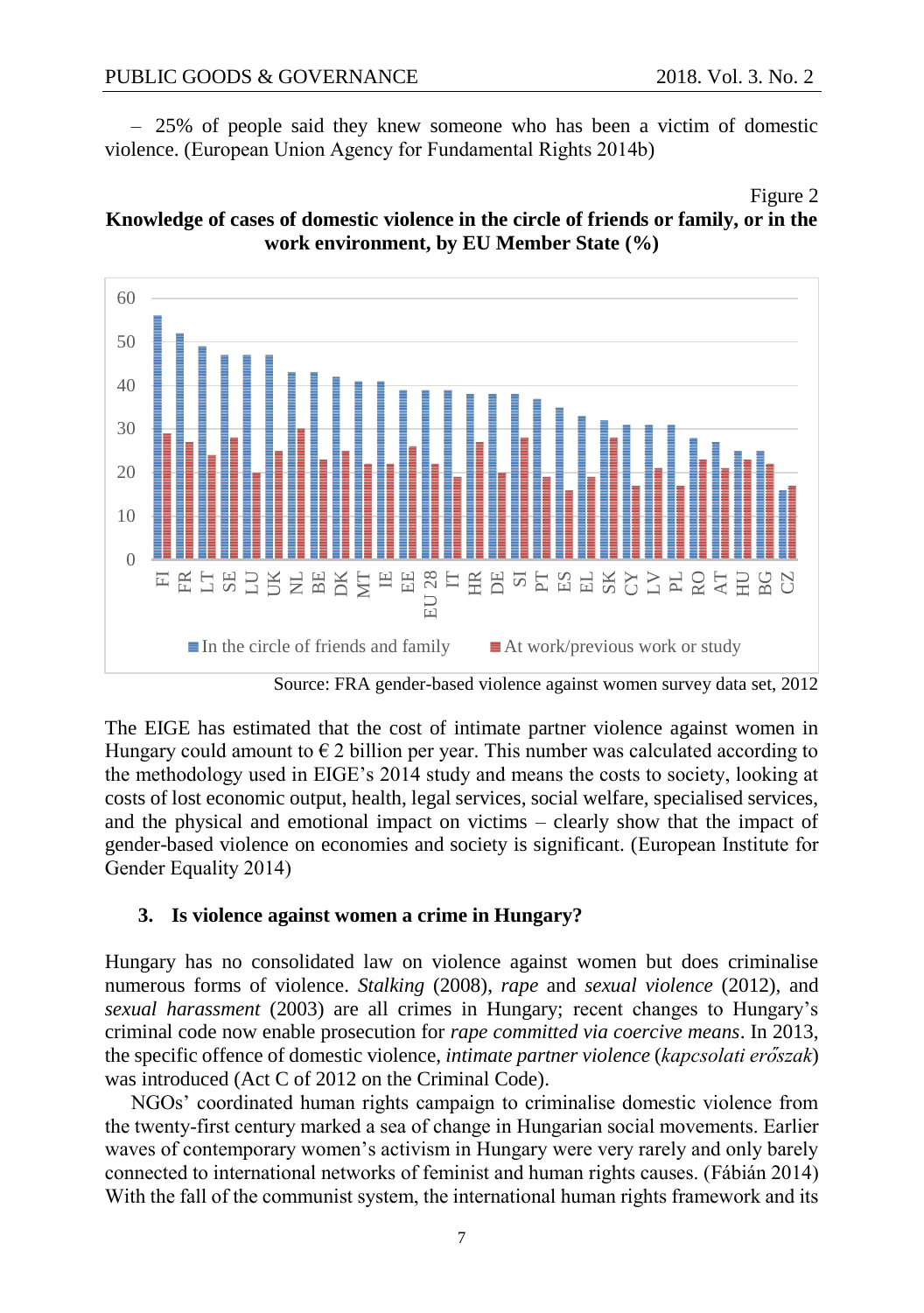– 25% of people said they knew someone who has been a victim of domestic violence. (European Union Agency for Fundamental Rights 2014b)

Figure 2

**Knowledge of cases of domestic violence in the circle of friends or family, or in the work environment, by EU Member State (%)**

Source: FRA gender-based violence against women survey data set, 2012

The EIGE has estimated that the cost of intimate partner violence against women in Hungary could amount to € 2 billion per year. This number was calculated according to the methodology used in EIGE's 2014 study and means the costs to society, looking at costs of lost economic output, health, legal services, social welfare, specialised services, and the physical and emotional impact on victims – clearly show that the impact of gender-based violence on economies and society is significant. (European Institute for Gender Equality 2014)

## 3. Is violence against women a crime in Hungary?

Hungary has no consolidated law on violence against women but does criminalise numerous forms of violence. *Stalking* (2008), *rape* and *sexual violence* (2012), and *sexual harassment* (2003) are all crimes in Hungary; recent changes to Hungary's criminal code now enable prosecution for *rape committed via coercive means*. In 2013, the specific offence of domestic violence, *intimate partner violence* (*kapcsolati erőszak*) was introduced (Act C of 2012 on the Criminal Code).

NGOs' coordinated human rights campaign to criminalise domestic violence from the twenty-first century marked a sea of change in Hungarian social movements. Earlier waves of contemporary women's activism in Hungary were very rarely and only barely connected to international networks of feminist and human rights causes. (Fábián 2014) With the fall of the communist system, the international human rights framework and its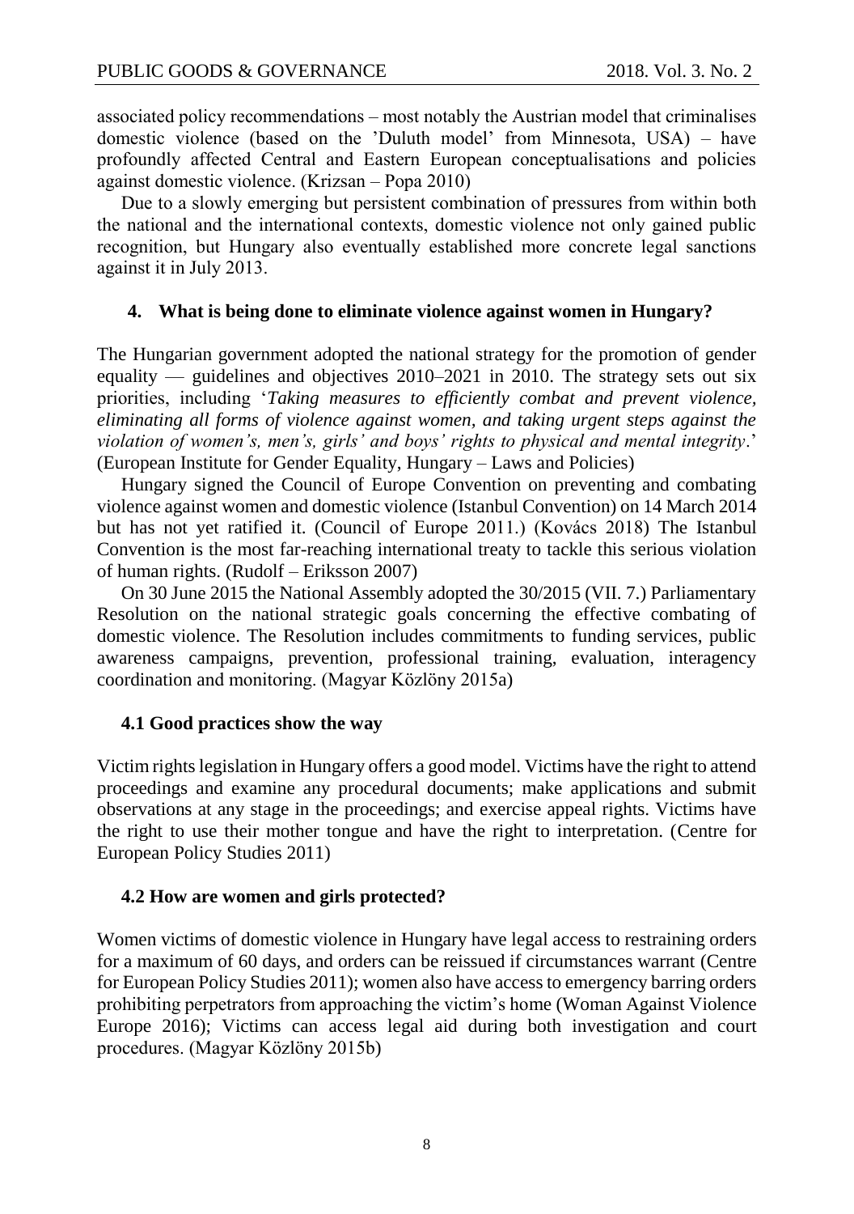associated policy recommendations – most notably the Austrian model that criminalises domestic violence (based on the 'Duluth model' from Minnesota, USA) – have profoundly affected Central and Eastern European conceptualisations and policies against domestic violence. (Krizsan – Popa 2010)

Due to a slowly emerging but persistent combination of pressures from within both the national and the international contexts, domestic violence not only gained public recognition, but Hungary also eventually established more concrete legal sanctions against it in July 2013.

## 4. What is being done to eliminate violence against women in Hungary?

The Hungarian government adopted the national strategy for the promotion of gender equality — guidelines and objectives 2010–2021 in 2010. The strategy sets out six priorities, including '*Taking measures to efficiently combat and prevent violence, eliminating all forms of violence against women, and taking urgent steps against the violation of women's, men's, girls' and boys' rights to physical and mental integrity*.' (European Institute for Gender Equality, Hungary – Laws and Policies)

Hungary signed the Council of Europe Convention on preventing and combating violence against women and domestic violence (Istanbul Convention) on 14 March 2014 but has not yet ratified it. (Council of Europe 2011.) (Kovács 2018) The Istanbul Convention is the most far-reaching international treaty to tackle this serious violation of human rights. (Rudolf – Eriksson 2007)

On 30 June 2015 the National Assembly adopted the 30/2015 (VII. 7.) Parliamentary Resolution on the national strategic goals concerning the effective combating of domestic violence. The Resolution includes commitments to funding services, public awareness campaigns, prevention, professional training, evaluation, interagency coordination and monitoring. (Magyar Közlöny 2015a)

### 4.1 Good practices show the way

Victim rights legislation in Hungary offers a good model. Victims have the right to attend proceedings and examine any procedural documents; make applications and submit observations at any stage in the proceedings; and exercise appeal rights. Victims have the right to use their mother tongue and have the right to interpretation. (Centre for European Policy Studies 2011)

### 4.2 How are women and girls protected?

Women victims of domestic violence in Hungary have legal access to restraining orders for a maximum of 60 days, and orders can be reissued if circumstances warrant (Centre for European Policy Studies 2011); women also have access to emergency barring orders prohibiting perpetrators from approaching the victim's home (Woman Against Violence Europe 2016); Victims can access legal aid during both investigation and court procedures. (Magyar Közlöny 2015b)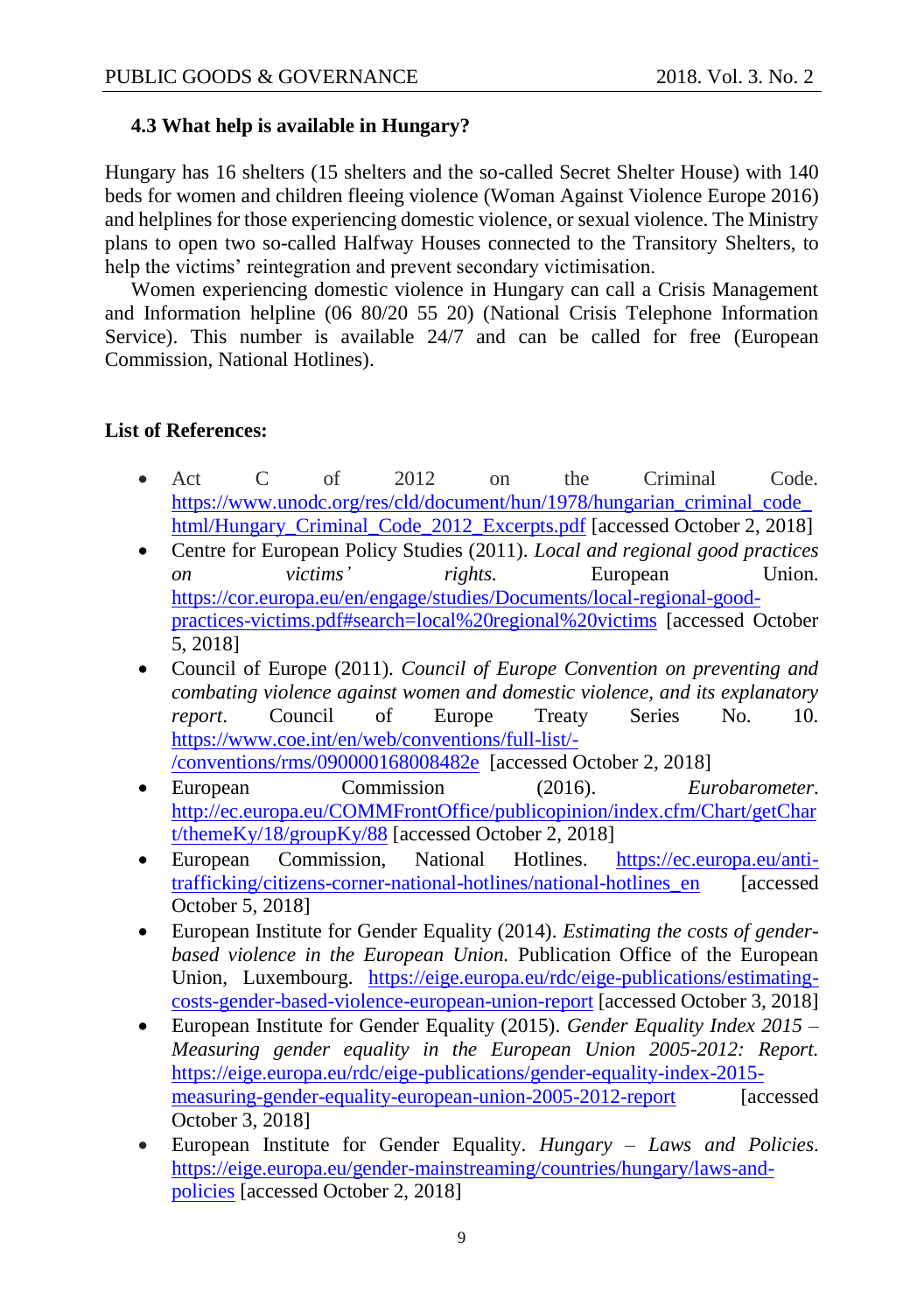### 4.3 What help is available in Hungary?

Hungary has 16 shelters (15 shelters and the so-called Secret Shelter House) with 140 beds for women and children fleeing violence (Woman Against Violence Europe 2016) and helplines for those experiencing domestic violence, or sexual violence. The Ministry plans to open two so-called Halfway Houses connected to the Transitory Shelters, to help the victims' reintegration and prevent secondary victimisation.

Women experiencing domestic violence in Hungary can call a Crisis Management and Information helpline (06 80/20 55 20) (National Crisis Telephone Information Service). This number is available 24/7 and can be called for free (European Commission, National Hotlines).

**List of References:**

- Act C of 2012 on the Criminal Code. https://www.unodc.org/res/cld/document/hun/1978/hungarian_criminal_code_html/Hungary_Criminal_Code_2012_Excerpts.pdf [accessed October 2, 2018]
- Centre for European Policy Studies (2011). *Local and regional good practices on victims' rights.* European Union. https://cor.europa.eu/en/engage/studies/Documents/local-regional-good-practices-victims.pdf#search=local%20regional%20victims [accessed October 5, 2018]
- Council of Europe (2011). *Council of Europe Convention on preventing and combating violence against women and domestic violence, and its explanatory report*. Council of Europe Treaty Series No. 10. https://www.coe.int/en/web/conventions/full-list/-/conventions/rms/090000168008482e [accessed October 2, 2018]
- European Commission (2016). *Eurobarometer*. http://ec.europa.eu/COMMFrontOffice/publicopinion/index.cfm/Chart/getChart/themeKy/18/groupKy/88 [accessed October 2, 2018]
- European Commission, National Hotlines. https://ec.europa.eu/anti-trafficking/citizens-corner-national-hotlines/national-hotlines_en [accessed October 5, 2018]
- European Institute for Gender Equality (2014). *Estimating the costs of gender-based violence in the European Union.* Publication Office of the European Union, Luxembourg. https://eige.europa.eu/rdc/eige-publications/estimating-costs-gender-based-violence-european-union-report [accessed October 3, 2018]
- European Institute for Gender Equality (2015). *Gender Equality Index 2015 – Measuring gender equality in the European Union 2005-2012: Report.* https://eige.europa.eu/rdc/eige-publications/gender-equality-index-2015-measuring-gender-equality-european-union-2005-2012-report [accessed October 3, 2018]
- European Institute for Gender Equality. *Hungary – Laws and Policies*. https://eige.europa.eu/gender-mainstreaming/countries/hungary/laws-and-policies [accessed October 2, 2018]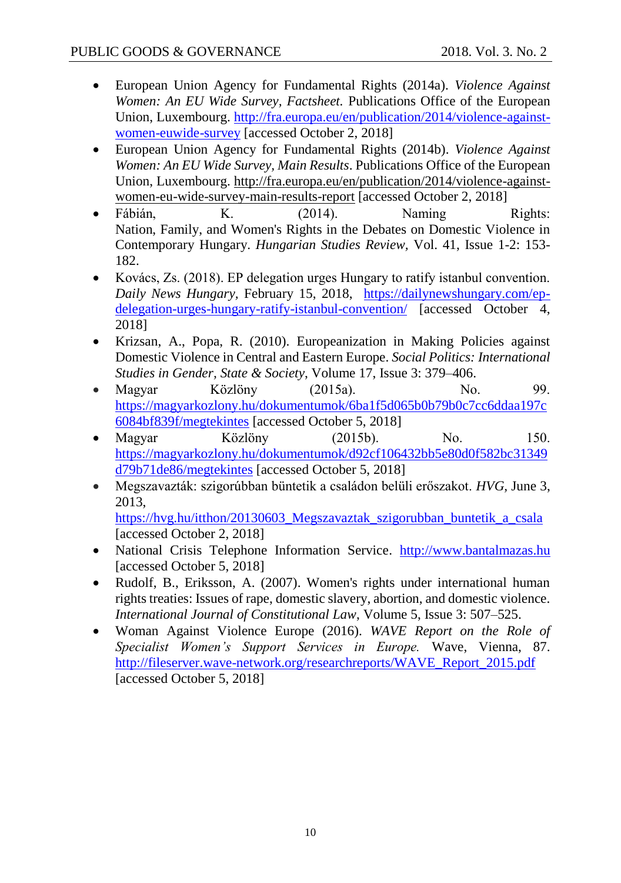- European Union Agency for Fundamental Rights (2014a). *Violence Against Women: An EU Wide Survey, Factsheet.* Publications Office of the European Union, Luxembourg. http://fra.europa.eu/en/publication/2014/violence-against-women-euwide-survey [accessed October 2, 2018]
- European Union Agency for Fundamental Rights (2014b). *Violence Against Women: An EU Wide Survey, Main Results*. Publications Office of the European Union, Luxembourg. http://fra.europa.eu/en/publication/2014/violence-against-women-eu-wide-survey-main-results-report [accessed October 2, 2018]
- Fábián, K. (2014). Naming Rights: Nation, Family, and Women's Rights in the Debates on Domestic Violence in Contemporary Hungary. *Hungarian Studies Review*, Vol. 41, Issue 1-2: 153-182.
- Kovács, Zs. (2018). EP delegation urges Hungary to ratify istanbul convention. *Daily News Hungary*, February 15, 2018, https://dailynewshungary.com/ep-delegation-urges-hungary-ratify-istanbul-convention/ [accessed October 4, 2018]
- Krizsan, A., Popa, R. (2010). Europeanization in Making Policies against Domestic Violence in Central and Eastern Europe. *Social Politics: International Studies in Gender, State & Society*, Volume 17, Issue 3: 379–406.
- Magyar Közlöny (2015a). No. 99. https://magyarkozlony.hu/dokumentumok/6ba1f5d065b0b79b0c7cc6ddaa197c6084bf839f/megtekintes [accessed October 5, 2018]
- Magyar Közlöny (2015b). No. 150. https://magyarkozlony.hu/dokumentumok/d92cf106432bb5e80d0f582bc31349d79b71de86/megtekintes [accessed October 5, 2018]
- Megszavazták: szigorúbban büntetik a családon belüli erőszakot. *HVG*, June 3, 2013, https://hvg.hu/itthon/20130603_Megszavaztak_szigorubban_buntetik_a_csala [accessed October 2, 2018]
- National Crisis Telephone Information Service. http://www.bantalmazas.hu [accessed October 5, 2018]
- Rudolf, B., Eriksson, A. (2007). Women's rights under international human rights treaties: Issues of rape, domestic slavery, abortion, and domestic violence. *International Journal of Constitutional Law*, Volume 5, Issue 3: 507–525.
- Woman Against Violence Europe (2016). *WAVE Report on the Role of Specialist Women's Support Services in Europe.* Wave, Vienna, 87. http://fileserver.wave-network.org/researchreports/WAVE_Report_2015.pdf [accessed October 5, 2018]